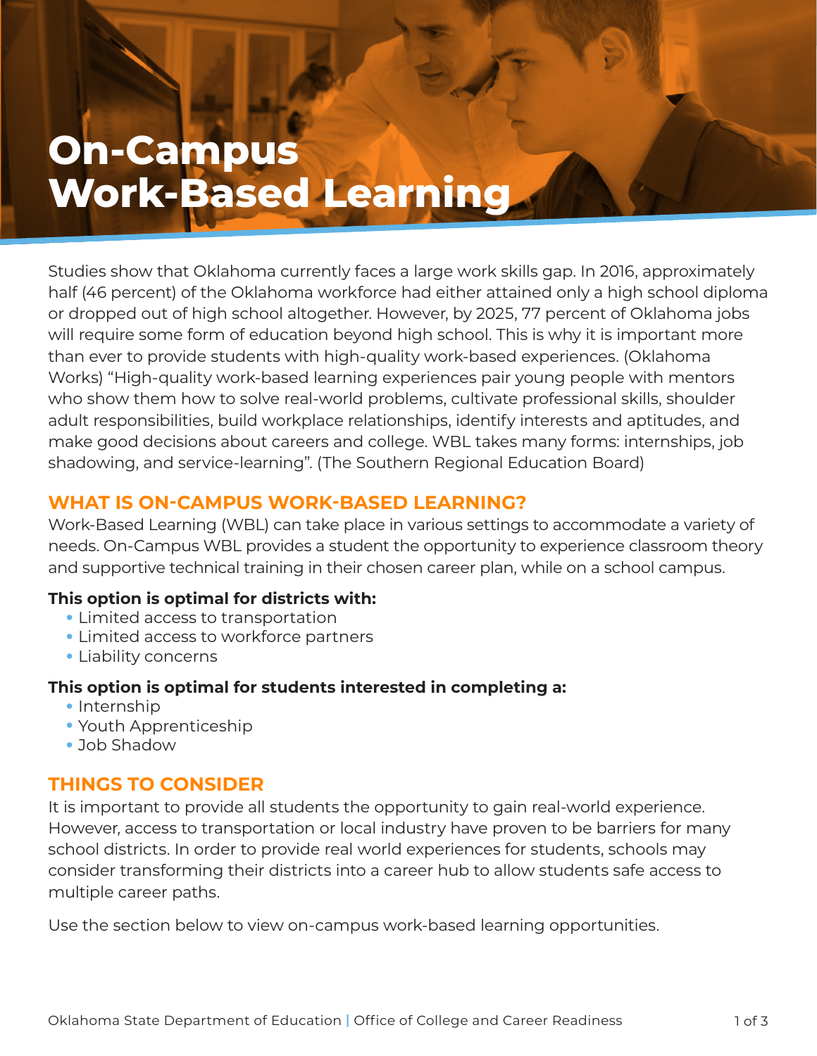# On-Campus Work-Based Learning

Studies show that Oklahoma currently faces a large work skills gap. In 2016, approximately half (46 percent) of the Oklahoma workforce had either attained only a high school diploma or dropped out of high school altogether. However, by 2025, 77 percent of Oklahoma jobs will require some form of education beyond high school. This is why it is important more than ever to provide students with high-quality work-based experiences. (Oklahoma Works) "High-quality work-based learning experiences pair young people with mentors who show them how to solve real-world problems, cultivate professional skills, shoulder adult responsibilities, build workplace relationships, identify interests and aptitudes, and make good decisions about careers and college. WBL takes many forms: internships, job shadowing, and service-learning". (The Southern Regional Education Board)

## WHAT IS ON-CAMPUS WORK-BASED LEARNING?

Work-Based Learning (WBL) can take place in various settings to accommodate a variety of needs. On-Campus WBL provides a student the opportunity to experience classroom theory and supportive technical training in their chosen career plan, while on a school campus.

**This option is optimal for districts with:**

- Limited access to transportation
- Limited access to workforce partners
- Liability concerns

**This option is optimal for students interested in completing a:**

- Internship
- Youth Apprenticeship
- Job Shadow

## THINGS TO CONSIDER

It is important to provide all students the opportunity to gain real-world experience. However, access to transportation or local industry have proven to be barriers for many school districts. In order to provide real world experiences for students, schools may consider transforming their districts into a career hub to allow students safe access to multiple career paths.

Use the section below to view on-campus work-based learning opportunities.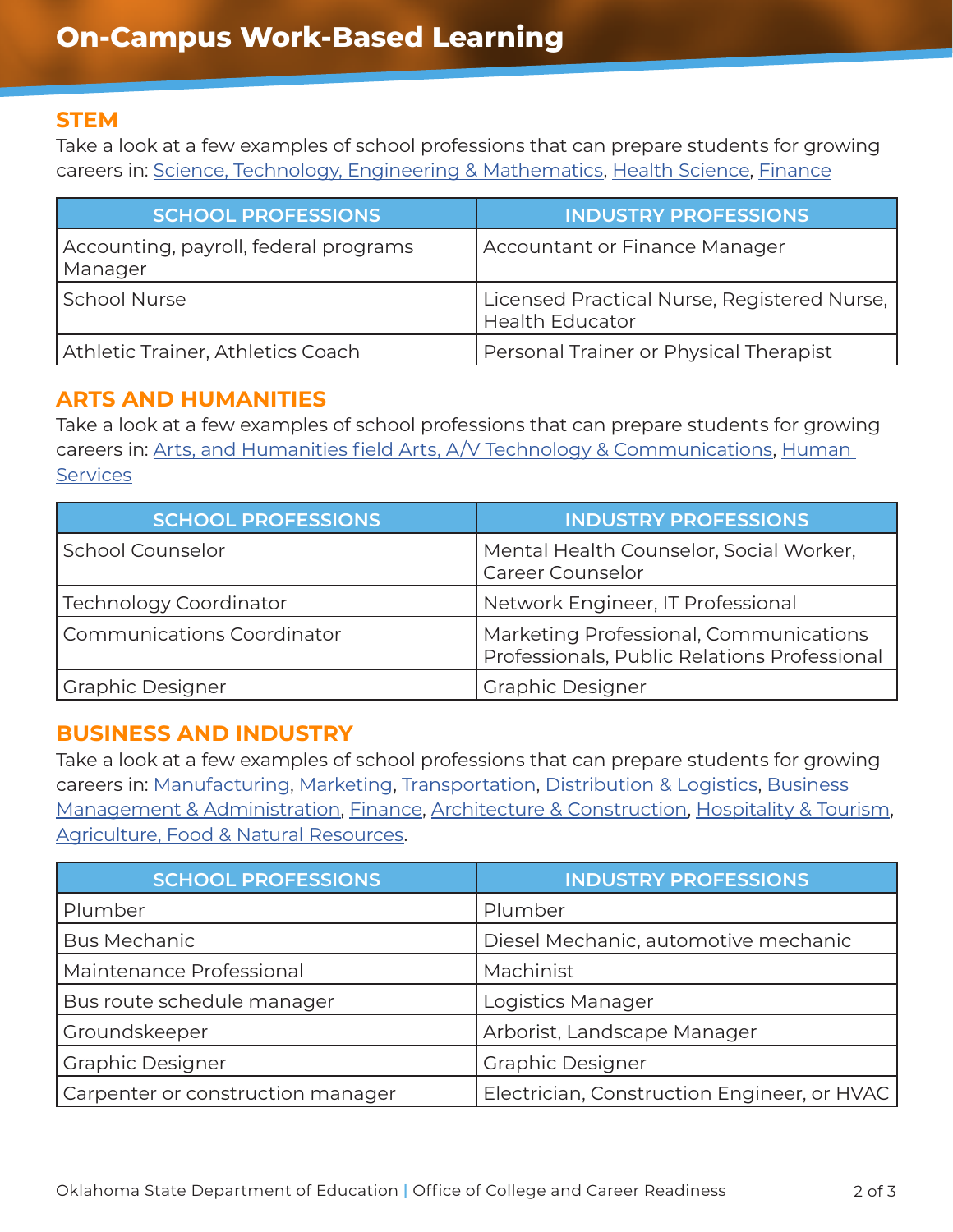# On-Campus Work-Based Learning

## STEM

Take a look at a few examples of school professions that can prepare students for growing careers in: Science, Technology, Engineering & Mathematics, Health Science, Finance

| SCHOOL PROFESSIONS | INDUSTRY PROFESSIONS |
|---|---|
| Accounting, payroll, federal programs Manager | Accountant or Finance Manager |
| School Nurse | Licensed Practical Nurse, Registered Nurse, Health Educator |
| Athletic Trainer, Athletics Coach | Personal Trainer or Physical Therapist |

## ARTS AND HUMANITIES

Take a look at a few examples of school professions that can prepare students for growing careers in: Arts, and Humanities field Arts, A/V Technology & Communications, Human Services

| SCHOOL PROFESSIONS | INDUSTRY PROFESSIONS |
|---|---|
| School Counselor | Mental Health Counselor, Social Worker, Career Counselor |
| Technology Coordinator | Network Engineer, IT Professional |
| Communications Coordinator | Marketing Professional, Communications Professionals, Public Relations Professional |
| Graphic Designer | Graphic Designer |

## BUSINESS AND INDUSTRY

Take a look at a few examples of school professions that can prepare students for growing careers in: Manufacturing, Marketing, Transportation, Distribution & Logistics, Business Management & Administration, Finance, Architecture & Construction, Hospitality & Tourism, Agriculture, Food & Natural Resources.

| SCHOOL PROFESSIONS | INDUSTRY PROFESSIONS |
|---|---|
| Plumber | Plumber |
| Bus Mechanic | Diesel Mechanic, automotive mechanic |
| Maintenance Professional | Machinist |
| Bus route schedule manager | Logistics Manager |
| Groundskeeper | Arborist, Landscape Manager |
| Graphic Designer | Graphic Designer |
| Carpenter or construction manager | Electrician, Construction Engineer, or HVAC |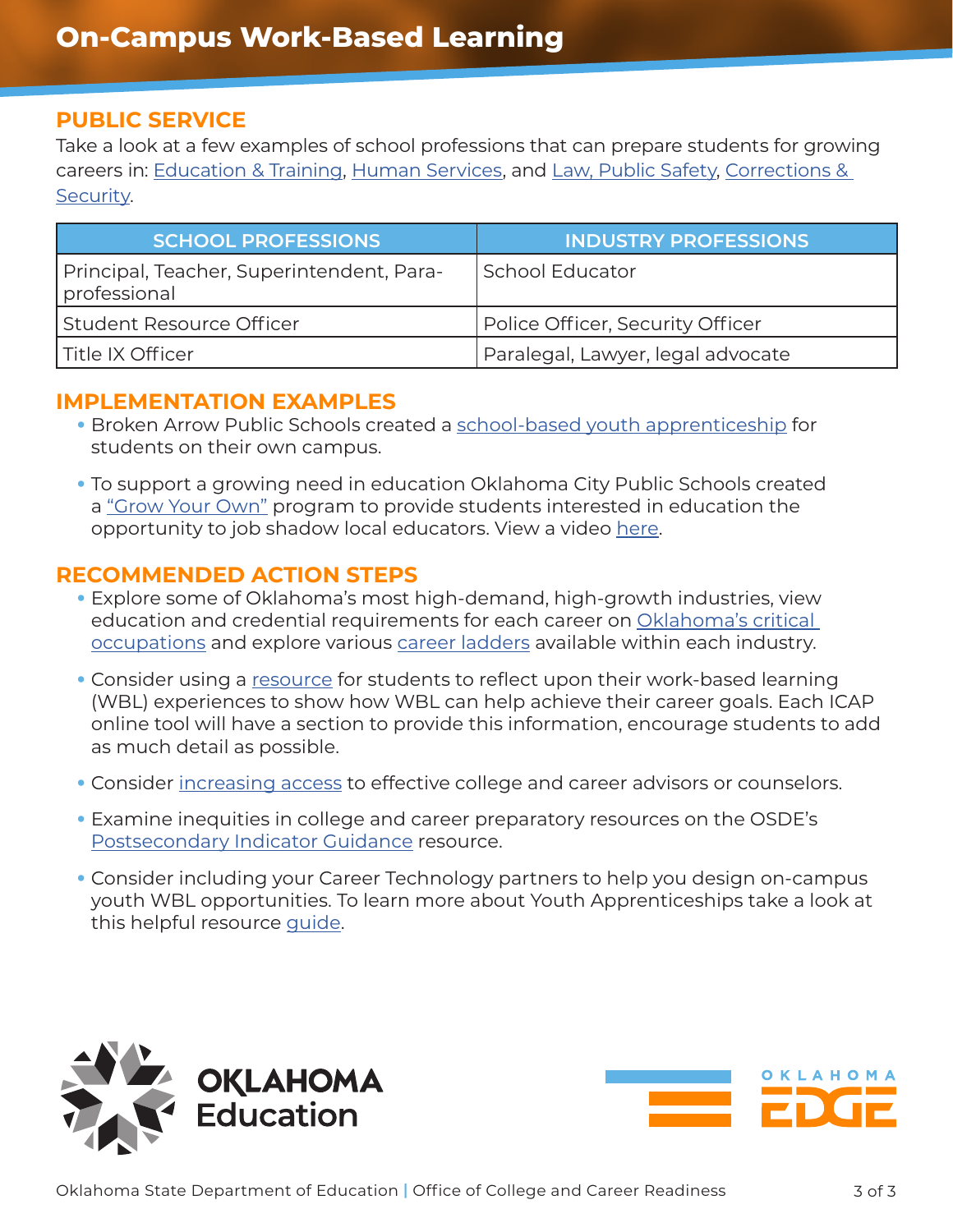# On-Campus Work-Based Learning

## PUBLIC SERVICE

Take a look at a few examples of school professions that can prepare students for growing careers in: Education & Training, Human Services, and Law, Public Safety, Corrections & Security.

| SCHOOL PROFESSIONS | INDUSTRY PROFESSIONS |
|---|---|
| Principal, Teacher, Superintendent, Para-professional | School Educator |
| Student Resource Officer | Police Officer, Security Officer |
| Title IX Officer | Paralegal, Lawyer, legal advocate |

## IMPLEMENTATION EXAMPLES

- Broken Arrow Public Schools created a school-based youth apprenticeship for students on their own campus.
- To support a growing need in education Oklahoma City Public Schools created a "Grow Your Own" program to provide students interested in education the opportunity to job shadow local educators. View a video here.

## RECOMMENDED ACTION STEPS

- Explore some of Oklahoma's most high-demand, high-growth industries, view education and credential requirements for each career on Oklahoma's critical occupations and explore various career ladders available within each industry.
- Consider using a resource for students to reflect upon their work-based learning (WBL) experiences to show how WBL can help achieve their career goals. Each ICAP online tool will have a section to provide this information, encourage students to add as much detail as possible.
- Consider increasing access to effective college and career advisors or counselors.
- Examine inequities in college and career preparatory resources on the OSDE's Postsecondary Indicator Guidance resource.
- Consider including your Career Technology partners to help you design on-campus youth WBL opportunities. To learn more about Youth Apprenticeships take a look at this helpful resource guide.

OKLAHOMA Education

OKLAHOMA EDGE

Oklahoma State Department of Education | Office of College and Career Readiness